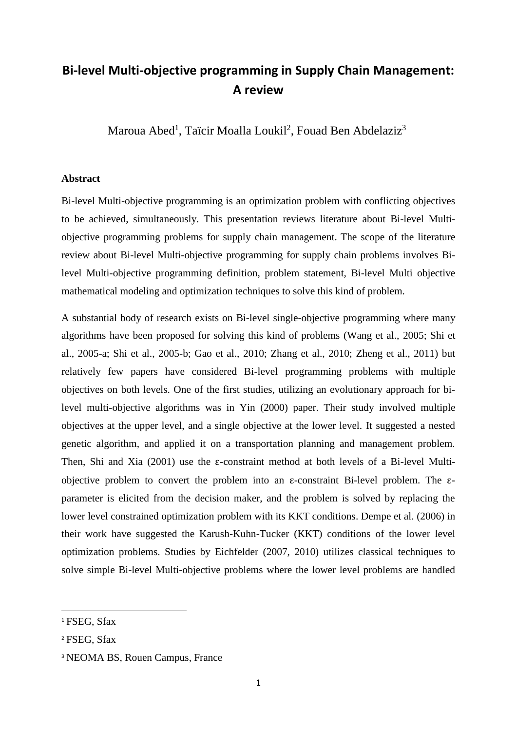# Bi-level Multi-objective programming in Supply Chain Management: A review

Maroua Abed[1], Taïcir Moalla Loukil[2], Fouad Ben Abdelaziz[3]

**Abstract**

Bi-level Multi-objective programming is an optimization problem with conflicting objectives to be achieved, simultaneously. This presentation reviews literature about Bi-level Multi-objective programming problems for supply chain management. The scope of the literature review about Bi-level Multi-objective programming for supply chain problems involves Bi-level Multi-objective programming definition, problem statement, Bi-level Multi objective mathematical modeling and optimization techniques to solve this kind of problem.

A substantial body of research exists on Bi-level single-objective programming where many algorithms have been proposed for solving this kind of problems (Wang et al., 2005; Shi et al., 2005-a; Shi et al., 2005-b; Gao et al., 2010; Zhang et al., 2010; Zheng et al., 2011) but relatively few papers have considered Bi-level programming problems with multiple objectives on both levels. One of the first studies, utilizing an evolutionary approach for bi-level multi-objective algorithms was in Yin (2000) paper. Their study involved multiple objectives at the upper level, and a single objective at the lower level. It suggested a nested genetic algorithm, and applied it on a transportation planning and management problem. Then, Shi and Xia (2001) use the ε-constraint method at both levels of a Bi-level Multi-objective problem to convert the problem into an ε-constraint Bi-level problem. The ε-parameter is elicited from the decision maker, and the problem is solved by replacing the lower level constrained optimization problem with its KKT conditions. Dempe et al. (2006) in their work have suggested the Karush-Kuhn-Tucker (KKT) conditions of the lower level optimization problems. Studies by Eichfelder (2007, 2010) utilizes classical techniques to solve simple Bi-level Multi-objective problems where the lower level problems are handled

---

[1] FSEG, Sfax

[2] FSEG, Sfax

[3] NEOMA BS, Rouen Campus, France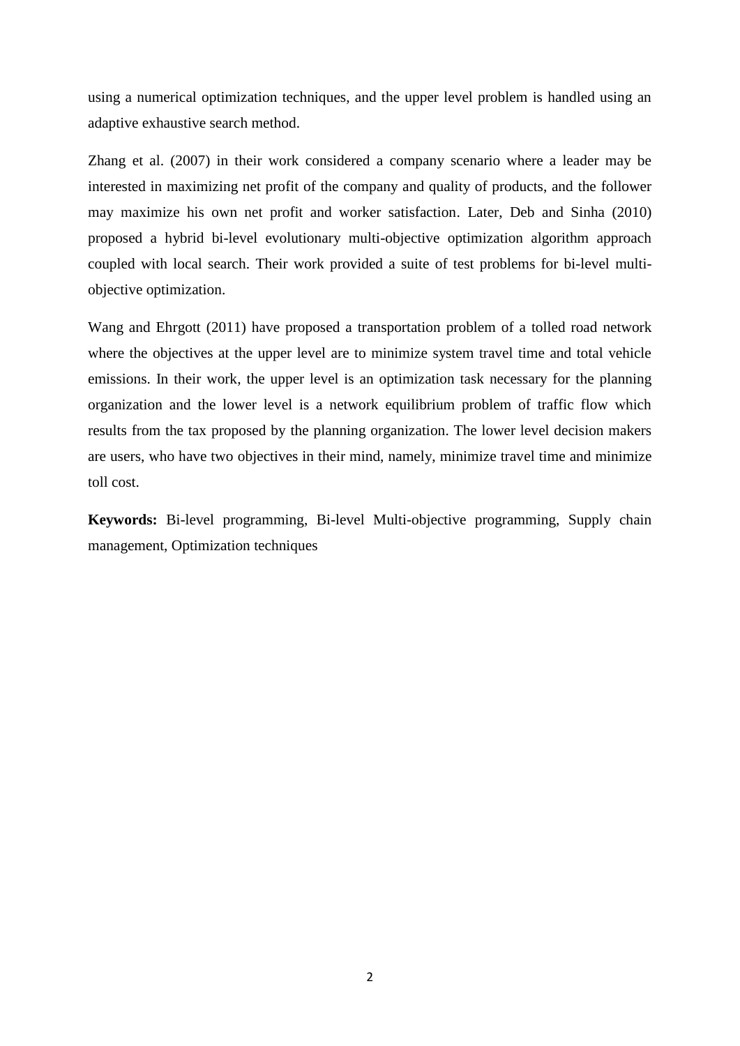using a numerical optimization techniques, and the upper level problem is handled using an adaptive exhaustive search method.

Zhang et al. (2007) in their work considered a company scenario where a leader may be interested in maximizing net profit of the company and quality of products, and the follower may maximize his own net profit and worker satisfaction. Later, Deb and Sinha (2010) proposed a hybrid bi-level evolutionary multi-objective optimization algorithm approach coupled with local search. Their work provided a suite of test problems for bi-level multi-objective optimization.

Wang and Ehrgott (2011) have proposed a transportation problem of a tolled road network where the objectives at the upper level are to minimize system travel time and total vehicle emissions. In their work, the upper level is an optimization task necessary for the planning organization and the lower level is a network equilibrium problem of traffic flow which results from the tax proposed by the planning organization. The lower level decision makers are users, who have two objectives in their mind, namely, minimize travel time and minimize toll cost.

**Keywords:** Bi-level programming, Bi-level Multi-objective programming, Supply chain management, Optimization techniques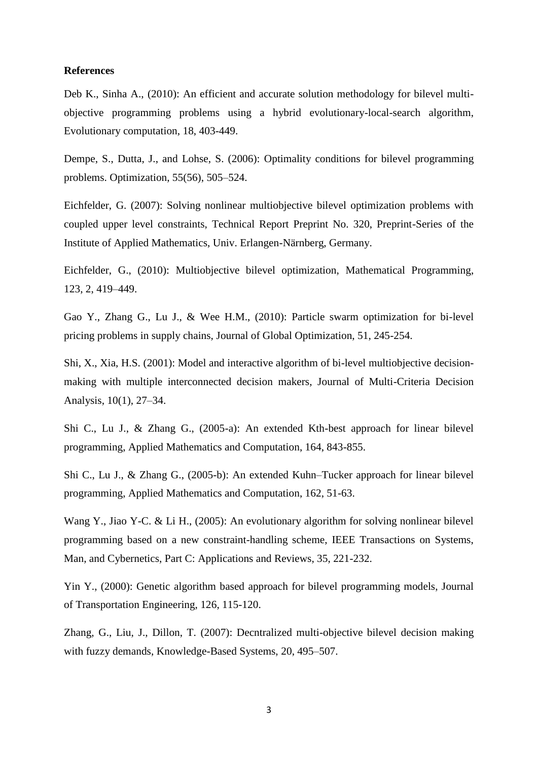**References**

Deb K., Sinha A., (2010): An efficient and accurate solution methodology for bilevel multi-objective programming problems using a hybrid evolutionary-local-search algorithm, Evolutionary computation, 18, 403-449.

Dempe, S., Dutta, J., and Lohse, S. (2006): Optimality conditions for bilevel programming problems. Optimization, 55(56), 505–524.

Eichfelder, G. (2007): Solving nonlinear multiobjective bilevel optimization problems with coupled upper level constraints, Technical Report Preprint No. 320, Preprint-Series of the Institute of Applied Mathematics, Univ. Erlangen-Närnberg, Germany.

Eichfelder, G., (2010): Multiobjective bilevel optimization, Mathematical Programming, 123, 2, 419–449.

Gao Y., Zhang G., Lu J., & Wee H.M., (2010): Particle swarm optimization for bi-level pricing problems in supply chains, Journal of Global Optimization, 51, 245-254.

Shi, X., Xia, H.S. (2001): Model and interactive algorithm of bi-level multiobjective decision-making with multiple interconnected decision makers, Journal of Multi-Criteria Decision Analysis, 10(1), 27–34.

Shi C., Lu J., & Zhang G., (2005-a): An extended Kth-best approach for linear bilevel programming, Applied Mathematics and Computation, 164, 843-855.

Shi C., Lu J., & Zhang G., (2005-b): An extended Kuhn–Tucker approach for linear bilevel programming, Applied Mathematics and Computation, 162, 51-63.

Wang Y., Jiao Y-C. & Li H., (2005): An evolutionary algorithm for solving nonlinear bilevel programming based on a new constraint-handling scheme, IEEE Transactions on Systems, Man, and Cybernetics, Part C: Applications and Reviews, 35, 221-232.

Yin Y., (2000): Genetic algorithm based approach for bilevel programming models, Journal of Transportation Engineering, 126, 115-120.

Zhang, G., Liu, J., Dillon, T. (2007): Decntralized multi-objective bilevel decision making with fuzzy demands, Knowledge-Based Systems, 20, 495–507.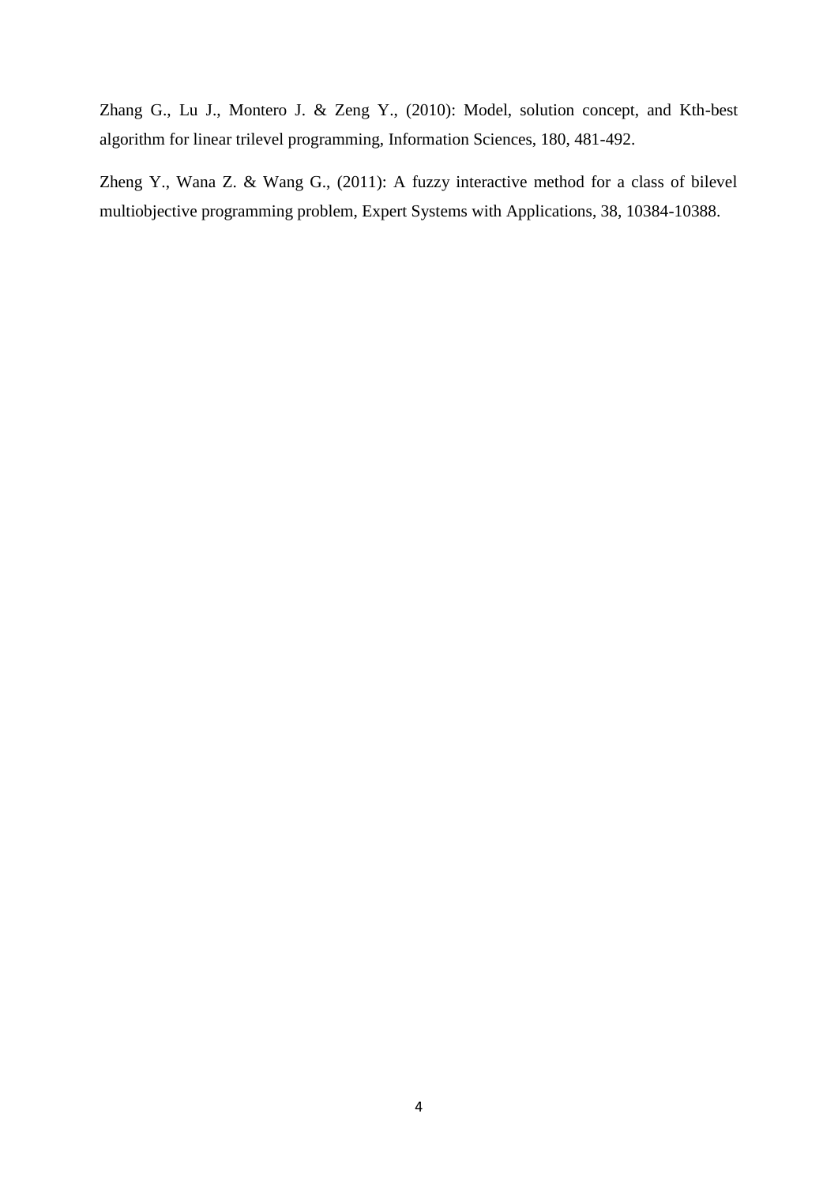Zhang G., Lu J., Montero J. & Zeng Y., (2010): Model, solution concept, and Kth-best algorithm for linear trilevel programming, Information Sciences, 180, 481-492.

Zheng Y., Wana Z. & Wang G., (2011): A fuzzy interactive method for a class of bilevel multiobjective programming problem, Expert Systems with Applications, 38, 10384-10388.